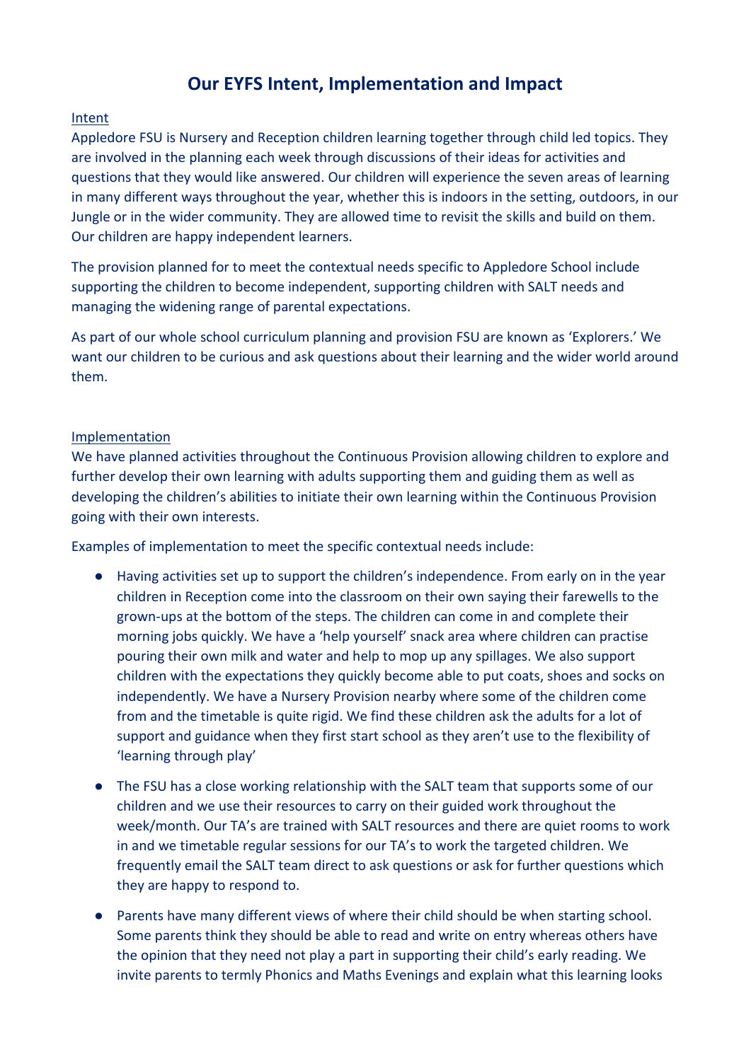# Our EYFS Intent, Implementation and Impact

<u>Intent</u>

Appledore FSU is Nursery and Reception children learning together through child led topics. They are involved in the planning each week through discussions of their ideas for activities and questions that they would like answered. Our children will experience the seven areas of learning in many different ways throughout the year, whether this is indoors in the setting, outdoors, in our Jungle or in the wider community. They are allowed time to revisit the skills and build on them. Our children are happy independent learners.

The provision planned for to meet the contextual needs specific to Appledore School include supporting the children to become independent, supporting children with SALT needs and managing the widening range of parental expectations.

As part of our whole school curriculum planning and provision FSU are known as 'Explorers.' We want our children to be curious and ask questions about their learning and the wider world around them.

<u>Implementation</u>

We have planned activities throughout the Continuous Provision allowing children to explore and further develop their own learning with adults supporting them and guiding them as well as developing the children's abilities to initiate their own learning within the Continuous Provision going with their own interests.

Examples of implementation to meet the specific contextual needs include:

- Having activities set up to support the children's independence. From early on in the year children in Reception come into the classroom on their own saying their farewells to the grown-ups at the bottom of the steps. The children can come in and complete their morning jobs quickly. We have a 'help yourself' snack area where children can practise pouring their own milk and water and help to mop up any spillages. We also support children with the expectations they quickly become able to put coats, shoes and socks on independently. We have a Nursery Provision nearby where some of the children come from and the timetable is quite rigid. We find these children ask the adults for a lot of support and guidance when they first start school as they aren't use to the flexibility of 'learning through play'
- The FSU has a close working relationship with the SALT team that supports some of our children and we use their resources to carry on their guided work throughout the week/month. Our TA's are trained with SALT resources and there are quiet rooms to work in and we timetable regular sessions for our TA's to work the targeted children. We frequently email the SALT team direct to ask questions or ask for further questions which they are happy to respond to.
- Parents have many different views of where their child should be when starting school. Some parents think they should be able to read and write on entry whereas others have the opinion that they need not play a part in supporting their child's early reading. We invite parents to termly Phonics and Maths Evenings and explain what this learning looks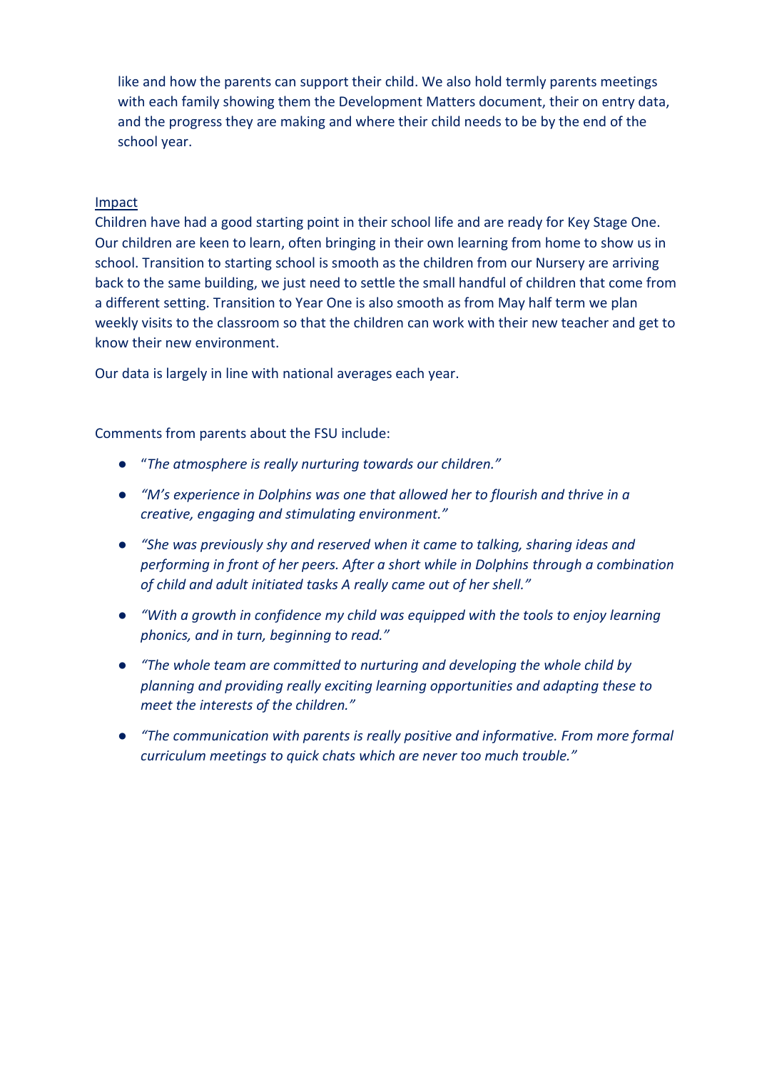like and how the parents can support their child. We also hold termly parents meetings with each family showing them the Development Matters document, their on entry data, and the progress they are making and where their child needs to be by the end of the school year.

Impact

Children have had a good starting point in their school life and are ready for Key Stage One. Our children are keen to learn, often bringing in their own learning from home to show us in school. Transition to starting school is smooth as the children from our Nursery are arriving back to the same building, we just need to settle the small handful of children that come from a different setting. Transition to Year One is also smooth as from May half term we plan weekly visits to the classroom so that the children can work with their new teacher and get to know their new environment.

Our data is largely in line with national averages each year.

Comments from parents about the FSU include:

- "*The atmosphere is really nurturing towards our children.*"
- *"M's experience in Dolphins was one that allowed her to flourish and thrive in a creative, engaging and stimulating environment."*
- *"She was previously shy and reserved when it came to talking, sharing ideas and performing in front of her peers. After a short while in Dolphins through a combination of child and adult initiated tasks A really came out of her shell."*
- *"With a growth in confidence my child was equipped with the tools to enjoy learning phonics, and in turn, beginning to read."*
- *"The whole team are committed to nurturing and developing the whole child by planning and providing really exciting learning opportunities and adapting these to meet the interests of the children."*
- *"The communication with parents is really positive and informative. From more formal curriculum meetings to quick chats which are never too much trouble."*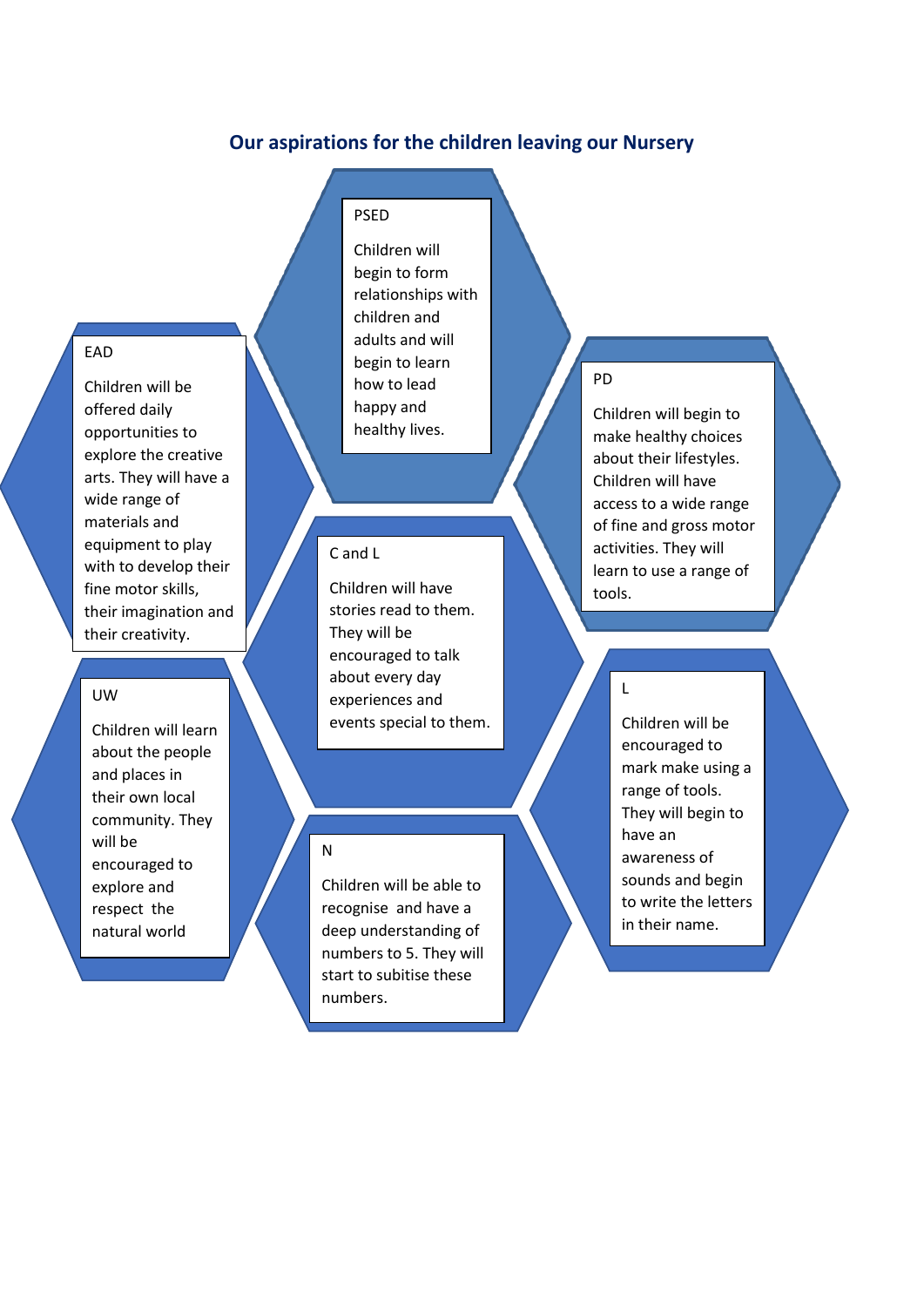## Our aspirations for the children leaving our Nursery

**PSED**

Children will begin to form relationships with children and adults and will begin to learn how to lead happy and healthy lives.

**EAD**

Children will be offered daily opportunities to explore the creative arts. They will have a wide range of materials and equipment to play with to develop their fine motor skills, their imagination and their creativity.

**PD**

Children will begin to make healthy choices about their lifestyles. Children will have access to a wide range of fine and gross motor activities. They will learn to use a range of tools.

**C and L**

Children will have stories read to them. They will be encouraged to talk about every day experiences and events special to them.

**UW**

Children will learn about the people and places in their own local community. They will be encouraged to explore and respect the natural world

**L**

Children will be encouraged to mark make using a range of tools. They will begin to have an awareness of sounds and begin to write the letters in their name.

**N**

Children will be able to recognise and have a deep understanding of numbers to 5. They will start to subitise these numbers.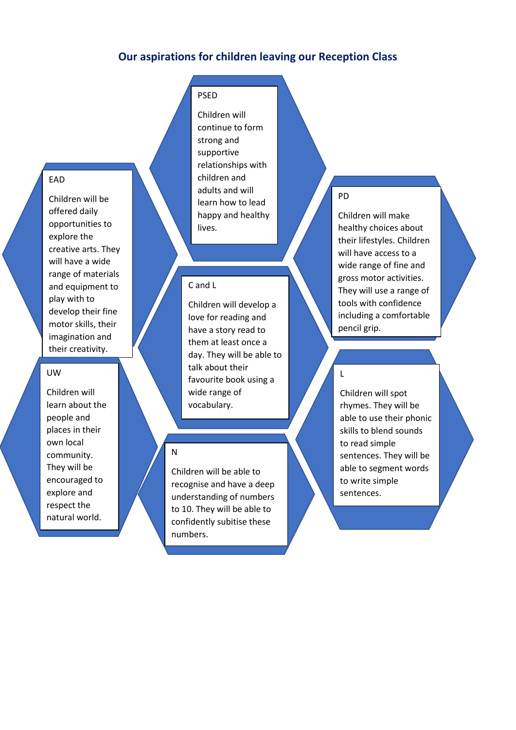## Our aspirations for children leaving our Reception Class

### PSED

Children will continue to form strong and supportive relationships with children and adults and will learn how to lead happy and healthy lives.

### EAD

Children will be offered daily opportunities to explore the creative arts. They will have a wide range of materials and equipment to play with to develop their fine motor skills, their imagination and their creativity.

### PD

Children will make healthy choices about their lifestyles. Children will have access to a wide range of fine and gross motor activities. They will use a range of tools with confidence including a comfortable pencil grip.

### C and L

Children will develop a love for reading and have a story read to them at least once a day. They will be able to talk about their favourite book using a wide range of vocabulary.

### UW

Children will learn about the people and places in their own local community. They will be encouraged to explore and respect the natural world.

### L

Children will spot rhymes. They will be able to use their phonic skills to blend sounds to read simple sentences. They will be able to segment words to write simple sentences.

### N

Children will be able to recognise and have a deep understanding of numbers to 10. They will be able to confidently subitise these numbers.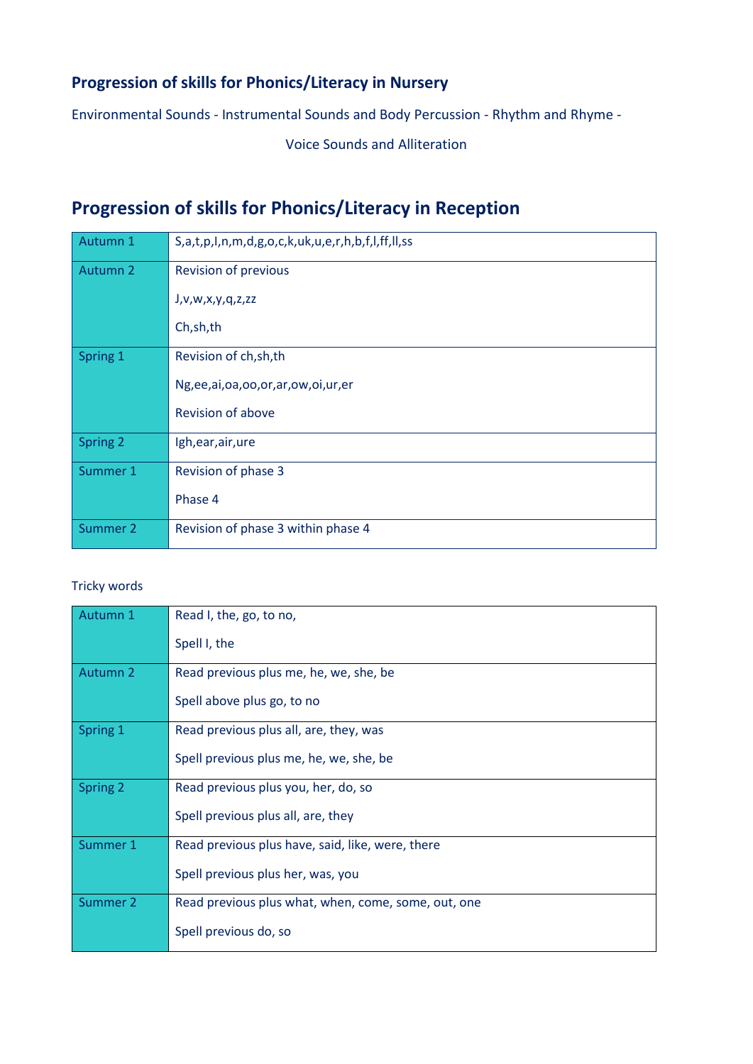## Progression of skills for Phonics/Literacy in Nursery

Environmental Sounds - Instrumental Sounds and Body Percussion - Rhythm and Rhyme -

Voice Sounds and Alliteration

## Progression of skills for Phonics/Literacy in Reception

| | |
|---|---|
| Autumn 1 | S,a,t,p,I,n,m,d,g,o,c,k,uk,u,e,r,h,b,f,l,ff,ll,ss |
| Autumn 2 | Revision of previous<br><br>J,v,w,x,y,q,z,zz<br><br>Ch,sh,th |
| Spring 1 | Revision of ch,sh,th<br><br>Ng,ee,ai,oa,oo,or,ar,ow,oi,ur,er<br><br>Revision of above |
| Spring 2 | Igh,ear,air,ure |
| Summer 1 | Revision of phase 3<br><br>Phase 4 |
| Summer 2 | Revision of phase 3 within phase 4 |

Tricky words

| | |
|---|---|
| Autumn 1 | Read I, the, go, to no,<br><br>Spell I, the |
| Autumn 2 | Read previous plus me, he, we, she, be<br><br>Spell above plus go, to no |
| Spring 1 | Read previous plus all, are, they, was<br><br>Spell previous plus me, he, we, she, be |
| Spring 2 | Read previous plus you, her, do, so<br><br>Spell previous plus all, are, they |
| Summer 1 | Read previous plus have, said, like, were, there<br><br>Spell previous plus her, was, you |
| Summer 2 | Read previous plus what, when, come, some, out, one<br><br>Spell previous do, so |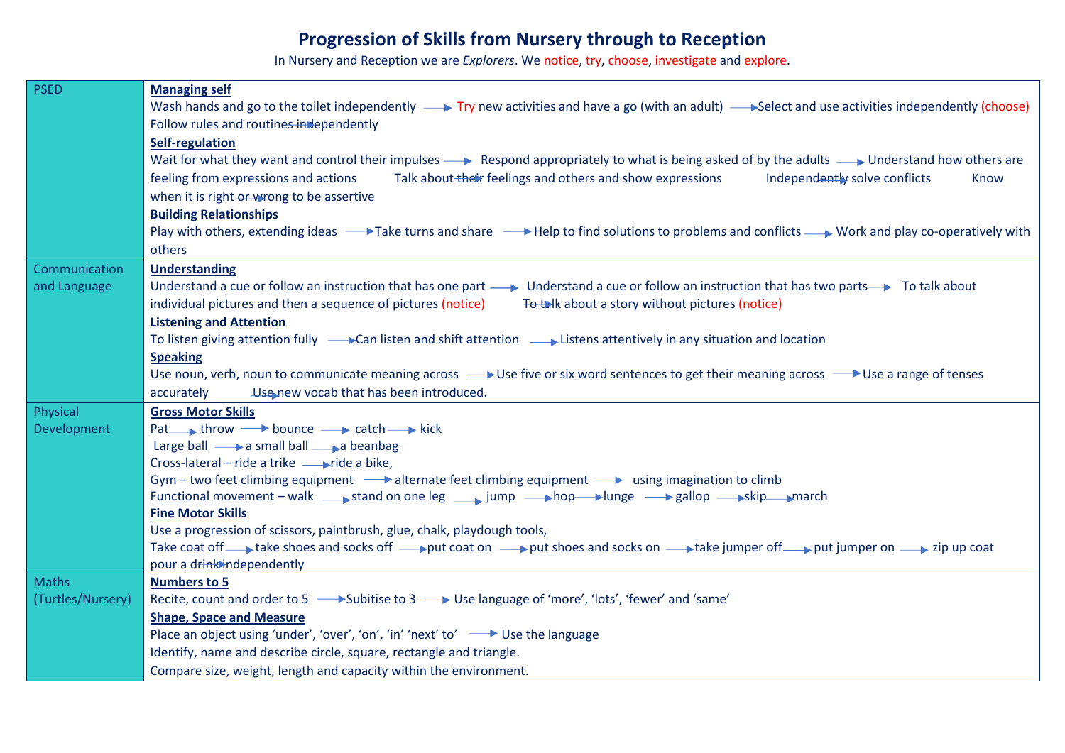# Progression of Skills from Nursery through to Reception

In Nursery and Reception we are *Explorers*. We notice, try, choose, investigate and explore.

| | |
|---|---|
| PSED | **Managing self**<br>Wash hands and go to the toilet independently → Try new activities and have a go (with an adult) → Select and use activities independently (choose) → Follow rules and routines independently<br>**Self-regulation**<br>Wait for what they want and control their impulses → Respond appropriately to what is being asked of by the adults → Understand how others are feeling from expressions and actions → Talk about their feelings and others and show expressions → Independently solve conflicts → Know when it is right or wrong to be assertive<br>**Building Relationships**<br>Play with others, extending ideas → Take turns and share → Help to find solutions to problems and conflicts → Work and play co-operatively with others |
| Communication and Language | **Understanding**<br>Understand a cue or follow an instruction that has one part → Understand a cue or follow an instruction that has two parts → To talk about individual pictures and then a sequence of pictures (notice) → To talk about a story without pictures (notice)<br>**Listening and Attention**<br>To listen giving attention fully → Can listen and shift attention → Listens attentively in any situation and location<br>**Speaking**<br>Use noun, verb, noun to communicate meaning across → Use five or six word sentences to get their meaning across → Use a range of tenses accurately → Use new vocab that has been introduced. |
| Physical Development | **Gross Motor Skills**<br>Pat → throw → bounce → catch → kick<br>Large ball → a small ball → a beanbag<br>Cross-lateral – ride a trike → ride a bike,<br>Gym – two feet climbing equipment → alternate feet climbing equipment → using imagination to climb<br>Functional movement – walk → stand on one leg → jump → hop → lunge → gallop → skip → march<br>**Fine Motor Skills**<br>Use a progression of scissors, paintbrush, glue, chalk, playdough tools,<br>Take coat off → take shoes and socks off → put coat on → put shoes and socks on → take jumper off → put jumper on → zip up coat → pour a drink independently |
| Maths (Turtles/Nursery) | **Numbers to 5**<br>Recite, count and order to 5 → Subitise to 3 → Use language of 'more', 'lots', 'fewer' and 'same'<br>**Shape, Space and Measure**<br>Place an object using 'under', 'over', 'on', 'in' 'next' to' → Use the language<br>Identify, name and describe circle, square, rectangle and triangle.<br>Compare size, weight, length and capacity within the environment. |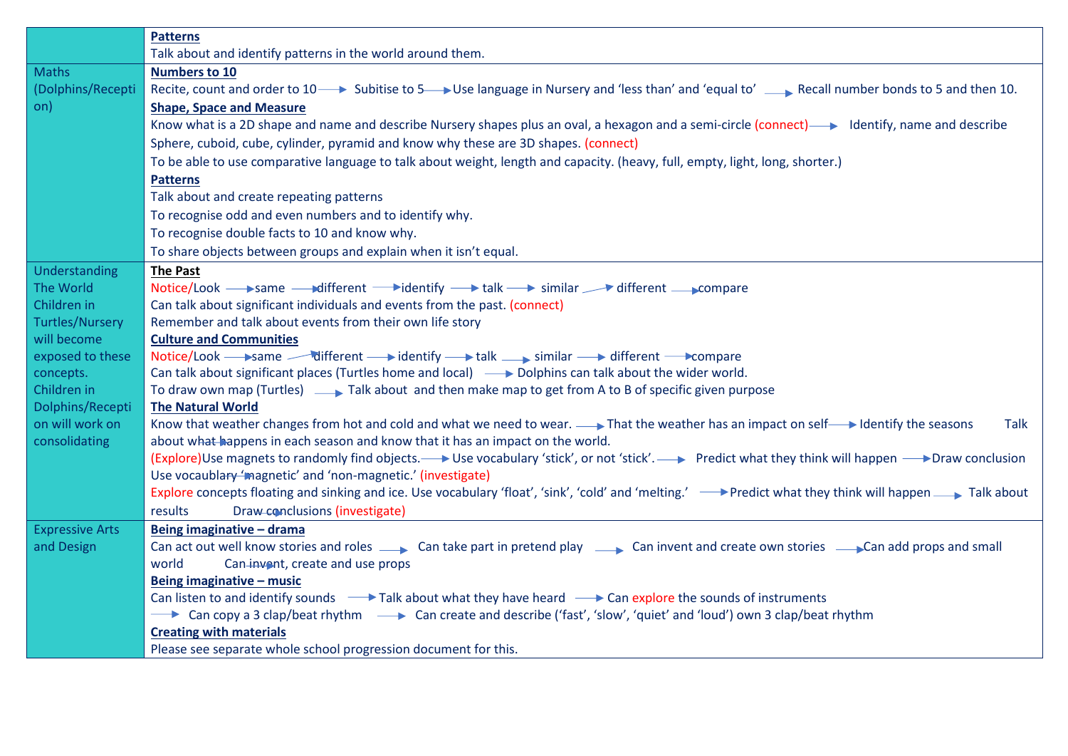| | |
|---|---|
| | **Patterns**<br>Talk about and identify patterns in the world around them. |
| Maths (Dolphins/Reception) | **Numbers to 10**<br>Recite, count and order to 10 → Subitise to 5 → Use language in Nursery and 'less than' and 'equal to' → Recall number bonds to 5 and then 10.<br>**Shape, Space and Measure**<br>Know what is a 2D shape and name and describe Nursery shapes plus an oval, a hexagon and a semi-circle (connect) → Identify, name and describe Sphere, cuboid, cube, cylinder, pyramid and know why these are 3D shapes. (connect)<br>To be able to use comparative language to talk about weight, length and capacity. (heavy, full, empty, light, long, shorter.)<br>**Patterns**<br>Talk about and create repeating patterns<br>To recognise odd and even numbers and to identify why.<br>To recognise double facts to 10 and know why.<br>To share objects between groups and explain when it isn't equal. |
| Understanding The World Children in Turtles/Nursery will become exposed to these concepts. Children in Dolphins/Reception will work on consolidating | **The Past**<br>Notice/Look → same → different → identify → talk → similar → different → compare<br>Can talk about significant individuals and events from the past. (connect)<br>Remember and talk about events from their own life story<br>**Culture and Communities**<br>Notice/Look → same → different → identify → talk → similar → different → compare<br>Can talk about significant places (Turtles home and local) → Dolphins can talk about the wider world.<br>To draw own map (Turtles) → Talk about and then make map to get from A to B of specific given purpose<br>**The Natural World**<br>Know that weather changes from hot and cold and what we need to wear. → That the weather has an impact on self → Identify the seasons → Talk about what happens in each season and know that it has an impact on the world.<br>(Explore) Use magnets to randomly find objects. → Use vocabulary 'stick', or not 'stick'. → Predict what they think will happen → Draw conclusion → Use vocabulary 'magnetic' and 'non-magnetic.' (investigate)<br>Explore concepts floating and sinking and ice. Use vocabulary 'float', 'sink', 'cold' and 'melting.' → Predict what they think will happen → Talk about results → Draw conclusions (investigate) |
| Expressive Arts and Design | **Being imaginative – drama**<br>Can act out well know stories and roles → Can take part in pretend play → Can invent and create own stories → Can add props and small world → Can invent, create and use props<br>**Being imaginative – music**<br>Can listen to and identify sounds → Talk about what they have heard → Can explore the sounds of instruments → Can copy a 3 clap/beat rhythm → Can create and describe ('fast', 'slow', 'quiet' and 'loud') own 3 clap/beat rhythm<br>**Creating with materials**<br>Please see separate whole school progression document for this. |